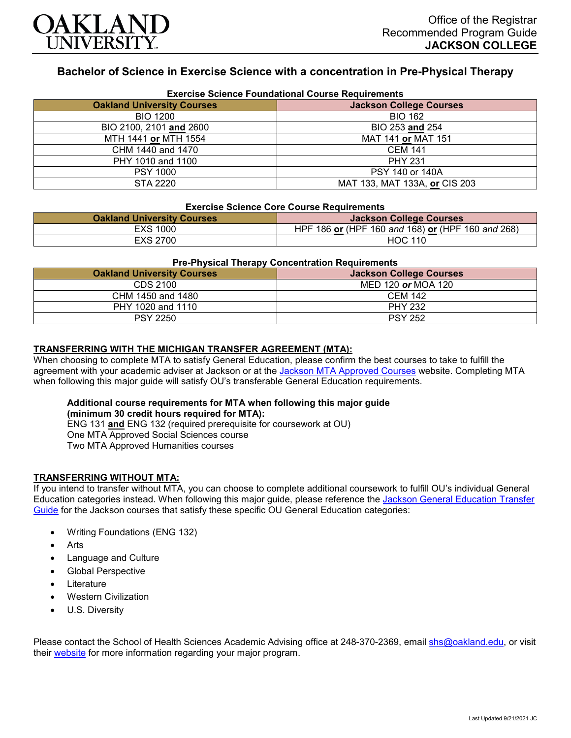Office of the Registrar
Recommended Program Guide
**JACKSON COLLEGE**

## Bachelor of Science in Exercise Science with a concentration in Pre-Physical Therapy

### Exercise Science Foundational Course Requirements

| Oakland University Courses | Jackson College Courses |
|---|---|
| BIO 1200 | BIO 162 |
| BIO 2100, 2101 **and** 2600 | BIO 253 **and** 254 |
| MTH 1441 **or** MTH 1554 | MAT 141 **or** MAT 151 |
| CHM 1440 and 1470 | CEM 141 |
| PHY 1010 and 1100 | PHY 231 |
| PSY 1000 | PSY 140 or 140A |
| STA 2220 | MAT 133, MAT 133A, **or** CIS 203 |

### Exercise Science Core Course Requirements

| Oakland University Courses | Jackson College Courses |
|---|---|
| EXS 1000 | HPF 186 **or** (HPF 160 *and* 168) **or** (HPF 160 *and* 268) |
| EXS 2700 | HOC 110 |

### Pre-Physical Therapy Concentration Requirements

| Oakland University Courses | Jackson College Courses |
|---|---|
| CDS 2100 | MED 120 ***or*** MOA 120 |
| CHM 1450 and 1480 | CEM 142 |
| PHY 1020 and 1110 | PHY 232 |
| PSY 2250 | PSY 252 |

### TRANSFERRING WITH THE MICHIGAN TRANSFER AGREEMENT (MTA):

When choosing to complete MTA to satisfy General Education, please confirm the best courses to take to fulfill the agreement with your academic adviser at Jackson or at the Jackson MTA Approved Courses website. Completing MTA when following this major guide will satisfy OU's transferable General Education requirements.

**Additional course requirements for MTA when following this major guide (minimum 30 credit hours required for MTA):**
ENG 131 **and** ENG 132 (required prerequisite for coursework at OU)
One MTA Approved Social Sciences course
Two MTA Approved Humanities courses

### TRANSFERRING WITHOUT MTA:

If you intend to transfer without MTA, you can choose to complete additional coursework to fulfill OU's individual General Education categories instead. When following this major guide, please reference the Jackson General Education Transfer Guide for the Jackson courses that satisfy these specific OU General Education categories:

- Writing Foundations (ENG 132)
- Arts
- Language and Culture
- Global Perspective
- Literature
- Western Civilization
- U.S. Diversity

Please contact the School of Health Sciences Academic Advising office at 248-370-2369, email shs@oakland.edu, or visit their website for more information regarding your major program.

Last Updated 9/21/2021 JC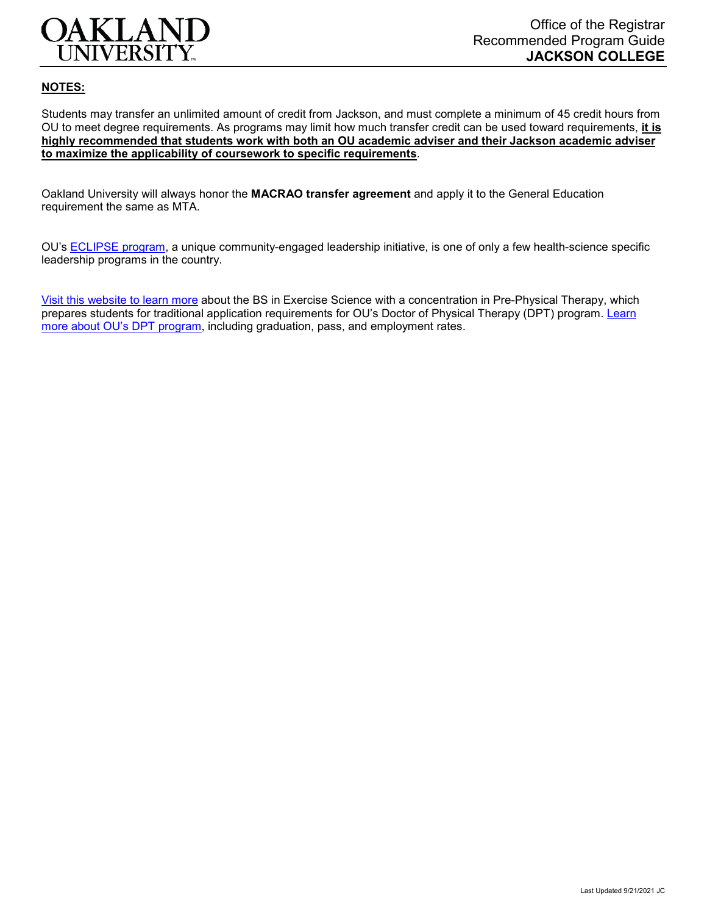**NOTES:**

Students may transfer an unlimited amount of credit from Jackson, and must complete a minimum of 45 credit hours from OU to meet degree requirements. As programs may limit how much transfer credit can be used toward requirements, **it is highly recommended that students work with both an OU academic adviser and their Jackson academic adviser to maximize the applicability of coursework to specific requirements**.

Oakland University will always honor the **MACRAO transfer agreement** and apply it to the General Education requirement the same as MTA.

OU's ECLIPSE program, a unique community-engaged leadership initiative, is one of only a few health-science specific leadership programs in the country.

Visit this website to learn more about the BS in Exercise Science with a concentration in Pre-Physical Therapy, which prepares students for traditional application requirements for OU's Doctor of Physical Therapy (DPT) program. Learn more about OU's DPT program, including graduation, pass, and employment rates.